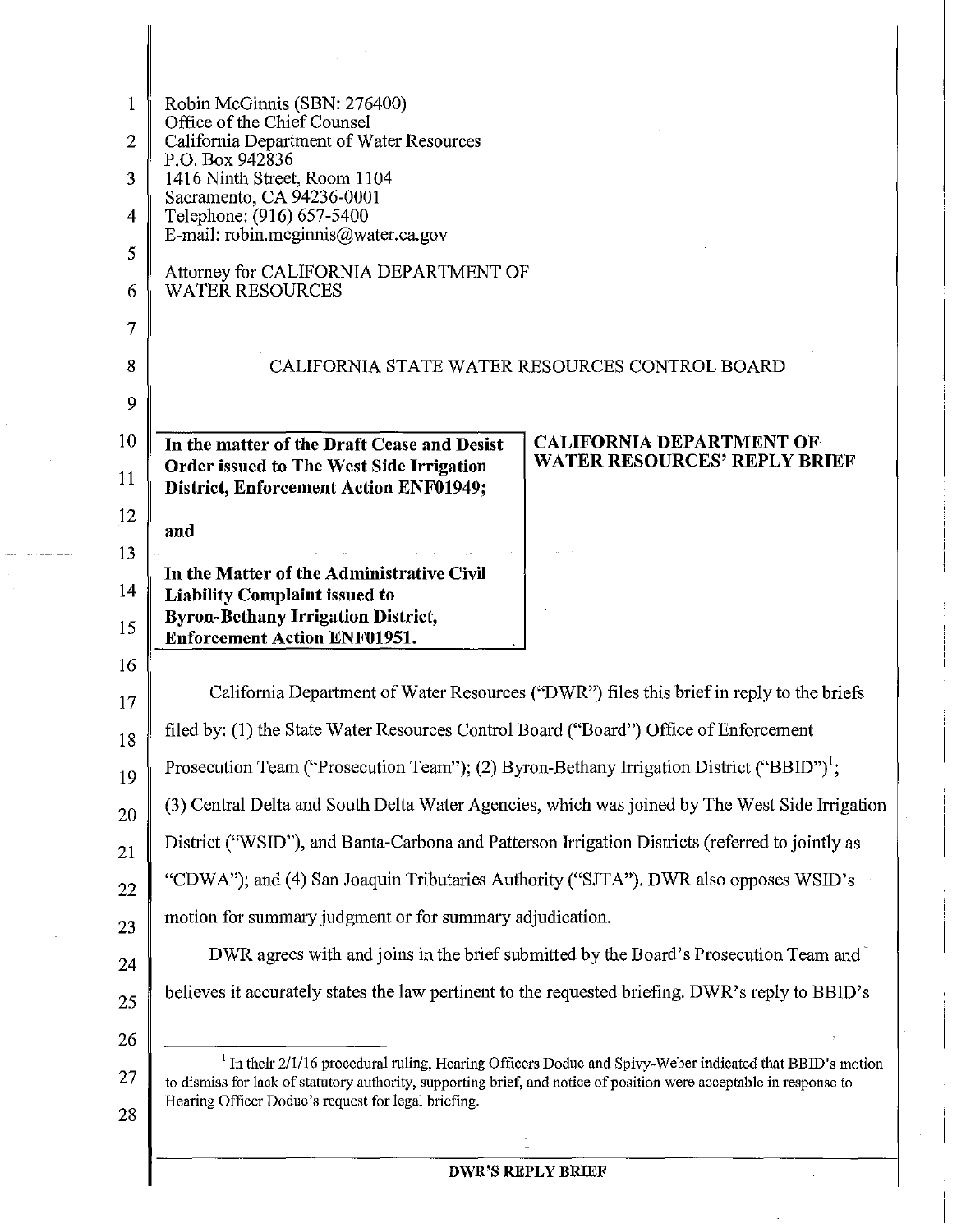Robin McGinnis (SBN: 276400)
Office of the Chief Counsel
California Department of Water Resources
P.O. Box 942836
1416 Ninth Street, Room 1104
Sacramento, CA 94236-0001
Telephone: (916) 657-5400
E-mail: robin.mcginnis@water.ca.gov

Attorney for CALIFORNIA DEPARTMENT OF WATER RESOURCES

CALIFORNIA STATE WATER RESOURCES CONTROL BOARD

| | |
|---|---|
| **In the matter of the Draft Cease and Desist Order issued to The West Side Irrigation District, Enforcement Action ENF01949;**<br><br>**and**<br><br>**In the Matter of the Administrative Civil Liability Complaint issued to Byron-Bethany Irrigation District, Enforcement Action ENF01951.** | **CALIFORNIA DEPARTMENT OF WATER RESOURCES' REPLY BRIEF** |

California Department of Water Resources ("DWR") files this brief in reply to the briefs filed by: (1) the State Water Resources Control Board ("Board") Office of Enforcement Prosecution Team ("Prosecution Team"); (2) Byron-Bethany Irrigation District ("BBID")[1]; (3) Central Delta and South Delta Water Agencies, which was joined by The West Side Irrigation District ("WSID"), and Banta-Carbona and Patterson Irrigation Districts (referred to jointly as "CDWA"); and (4) San Joaquin Tributaries Authority ("SJTA"). DWR also opposes WSID's motion for summary judgment or for summary adjudication.

DWR agrees with and joins in the brief submitted by the Board's Prosecution Team and believes it accurately states the law pertinent to the requested briefing. DWR's reply to BBID's

[1] In their 2/1/16 procedural ruling, Hearing Officers Doduc and Spivy-Weber indicated that BBID's motion to dismiss for lack of statutory authority, supporting brief, and notice of position were acceptable in response to Hearing Officer Doduc's request for legal briefing.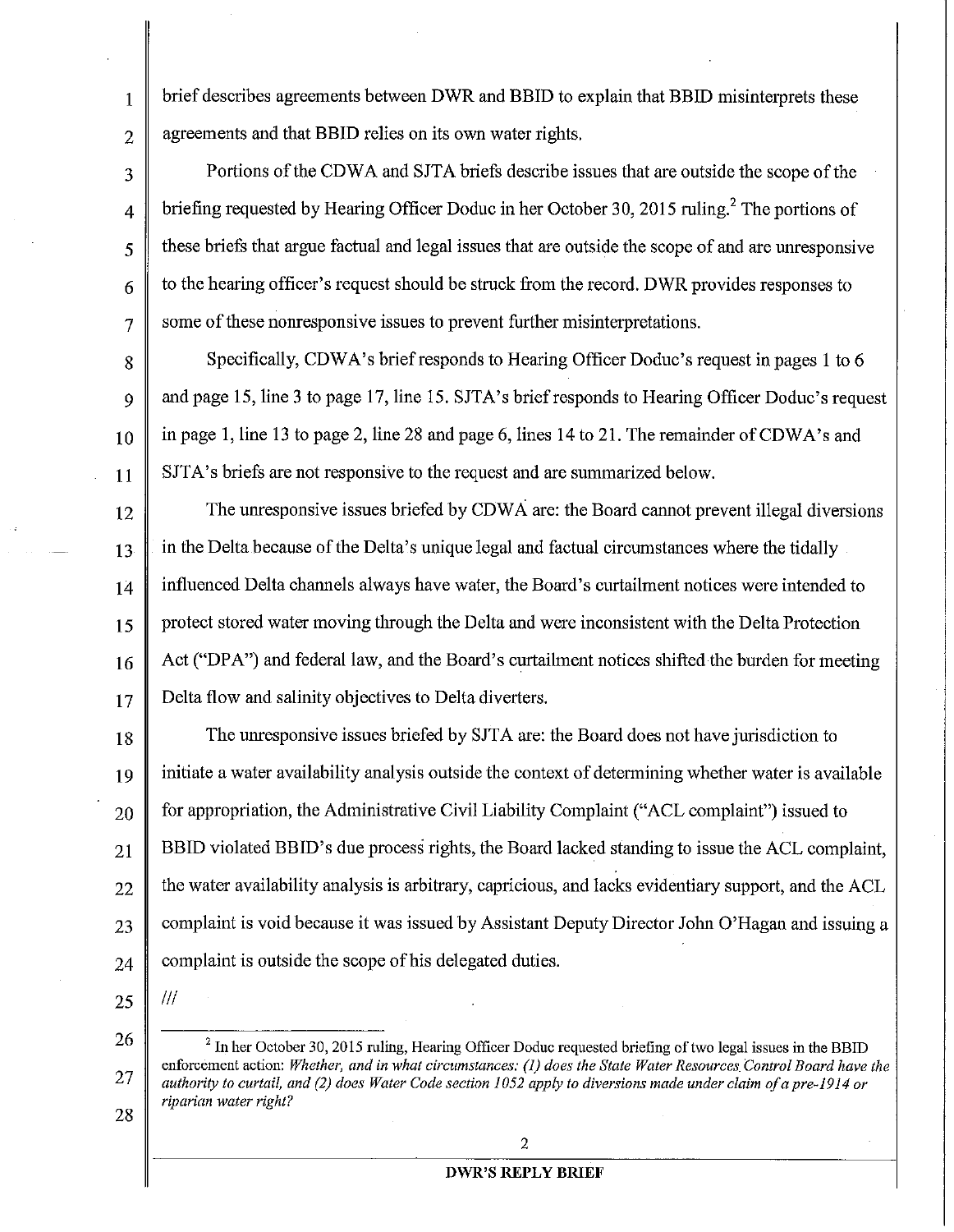brief describes agreements between DWR and BBID to explain that BBID misinterprets these agreements and that BBID relies on its own water rights.

Portions of the CDWA and SJTA briefs describe issues that are outside the scope of the briefing requested by Hearing Officer Doduc in her October 30, 2015 ruling.[2] The portions of these briefs that argue factual and legal issues that are outside the scope of and are unresponsive to the hearing officer's request should be struck from the record. DWR provides responses to some of these nonresponsive issues to prevent further misinterpretations.

Specifically, CDWA's brief responds to Hearing Officer Doduc's request in pages 1 to 6 and page 15, line 3 to page 17, line 15. SJTA's brief responds to Hearing Officer Doduc's request in page 1, line 13 to page 2, line 28 and page 6, lines 14 to 21. The remainder of CDWA's and SJTA's briefs are not responsive to the request and are summarized below.

The unresponsive issues briefed by CDWA are: the Board cannot prevent illegal diversions in the Delta because of the Delta's unique legal and factual circumstances where the tidally influenced Delta channels always have water, the Board's curtailment notices were intended to protect stored water moving through the Delta and were inconsistent with the Delta Protection Act ("DPA") and federal law, and the Board's curtailment notices shifted the burden for meeting Delta flow and salinity objectives to Delta diverters.

The unresponsive issues briefed by SJTA are: the Board does not have jurisdiction to initiate a water availability analysis outside the context of determining whether water is available for appropriation, the Administrative Civil Liability Complaint ("ACL complaint") issued to BBID violated BBID's due process rights, the Board lacked standing to issue the ACL complaint, the water availability analysis is arbitrary, capricious, and lacks evidentiary support, and the ACL complaint is void because it was issued by Assistant Deputy Director John O'Hagan and issuing a complaint is outside the scope of his delegated duties.

///

[2] In her October 30, 2015 ruling, Hearing Officer Doduc requested briefing of two legal issues in the BBID enforcement action: *Whether, and in what circumstances: (1) does the State Water Resources Control Board have the authority to curtail, and (2) does Water Code section 1052 apply to diversions made under claim of a pre-1914 or riparian water right?*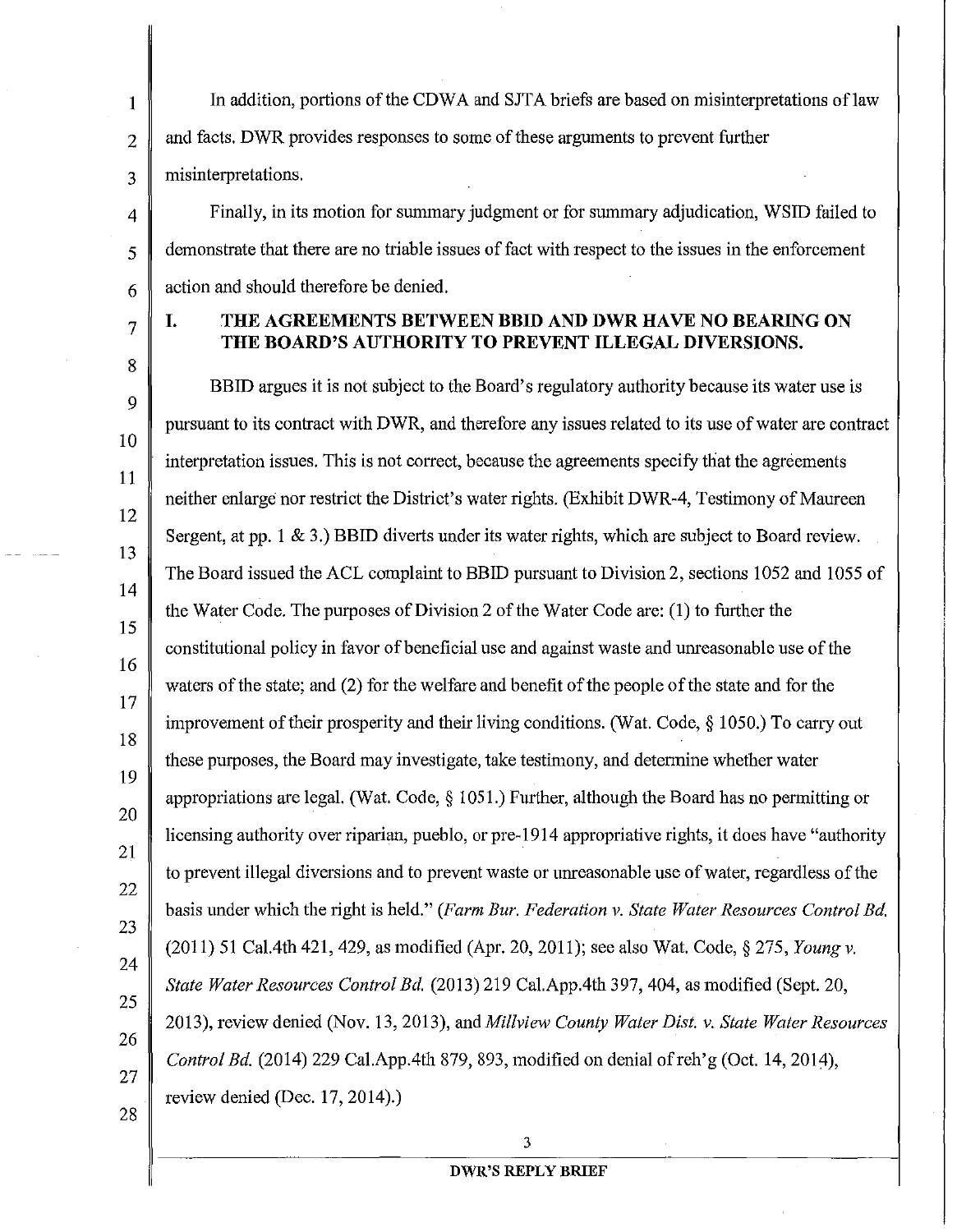In addition, portions of the CDWA and SJTA briefs are based on misinterpretations of law and facts. DWR provides responses to some of these arguments to prevent further misinterpretations.

Finally, in its motion for summary judgment or for summary adjudication, WSID failed to demonstrate that there are no triable issues of fact with respect to the issues in the enforcement action and should therefore be denied.

## I. THE AGREEMENTS BETWEEN BBID AND DWR HAVE NO BEARING ON THE BOARD'S AUTHORITY TO PREVENT ILLEGAL DIVERSIONS.

BBID argues it is not subject to the Board's regulatory authority because its water use is pursuant to its contract with DWR, and therefore any issues related to its use of water are contract interpretation issues. This is not correct, because the agreements specify that the agreements neither enlarge nor restrict the District's water rights. (Exhibit DWR-4, Testimony of Maureen Sergent, at pp. 1 & 3.) BBID diverts under its water rights, which are subject to Board review. The Board issued the ACL complaint to BBID pursuant to Division 2, sections 1052 and 1055 of the Water Code. The purposes of Division 2 of the Water Code are: (1) to further the constitutional policy in favor of beneficial use and against waste and unreasonable use of the waters of the state; and (2) for the welfare and benefit of the people of the state and for the improvement of their prosperity and their living conditions. (Wat. Code, § 1050.) To carry out these purposes, the Board may investigate, take testimony, and determine whether water appropriations are legal. (Wat. Code, § 1051.) Further, although the Board has no permitting or licensing authority over riparian, pueblo, or pre-1914 appropriative rights, it does have "authority to prevent illegal diversions and to prevent waste or unreasonable use of water, regardless of the basis under which the right is held." (*Farm Bur. Federation v. State Water Resources Control Bd.* (2011) 51 Cal.4th 421, 429, as modified (Apr. 20, 2011); see also Wat. Code, § 275, *Young v. State Water Resources Control Bd.* (2013) 219 Cal.App.4th 397, 404, as modified (Sept. 20, 2013), review denied (Nov. 13, 2013), and *Millview County Water Dist. v. State Water Resources Control Bd.* (2014) 229 Cal.App.4th 879, 893, modified on denial of reh'g (Oct. 14, 2014), review denied (Dec. 17, 2014).)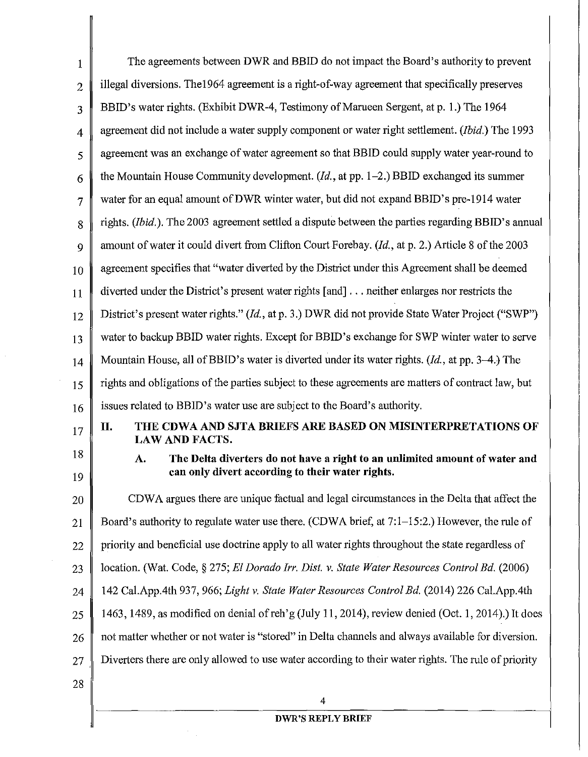The agreements between DWR and BBID do not impact the Board's authority to prevent illegal diversions. The1964 agreement is a right-of-way agreement that specifically preserves BBID's water rights. (Exhibit DWR-4, Testimony of Marueen Sergent, at p. 1.) The 1964 agreement did not include a water supply component or water right settlement. (*Ibid.*) The 1993 agreement was an exchange of water agreement so that BBID could supply water year-round to the Mountain House Community development. (*Id.*, at pp. 1–2.) BBID exchanged its summer water for an equal amount of DWR winter water, but did not expand BBID's pre-1914 water rights. (*Ibid.*). The 2003 agreement settled a dispute between the parties regarding BBID's annual amount of water it could divert from Clifton Court Forebay. (*Id.*, at p. 2.) Article 8 of the 2003 agreement specifies that "water diverted by the District under this Agreement shall be deemed diverted under the District's present water rights [and] . . . neither enlarges nor restricts the District's present water rights." (*Id.*, at p. 3.) DWR did not provide State Water Project ("SWP") water to backup BBID water rights. Except for BBID's exchange for SWP winter water to serve Mountain House, all of BBID's water is diverted under its water rights. (*Id.*, at pp. 3–4.) The rights and obligations of the parties subject to these agreements are matters of contract law, but issues related to BBID's water use are subject to the Board's authority.

## II. THE CDWA AND SJTA BRIEFS ARE BASED ON MISINTERPRETATIONS OF LAW AND FACTS.

### A. The Delta diverters do not have a right to an unlimited amount of water and can only divert according to their water rights.

CDWA argues there are unique factual and legal circumstances in the Delta that affect the Board's authority to regulate water use there. (CDWA brief, at 7:1–15:2.) However, the rule of priority and beneficial use doctrine apply to all water rights throughout the state regardless of location. (Wat. Code, § 275; *El Dorado Irr. Dist. v. State Water Resources Control Bd.* (2006) 142 Cal.App.4th 937, 966; *Light v. State Water Resources Control Bd.* (2014) 226 Cal.App.4th 1463, 1489, as modified on denial of reh'g (July 11, 2014), review denied (Oct. 1, 2014).) It does not matter whether or not water is "stored" in Delta channels and always available for diversion. Diverters there are only allowed to use water according to their water rights. The rule of priority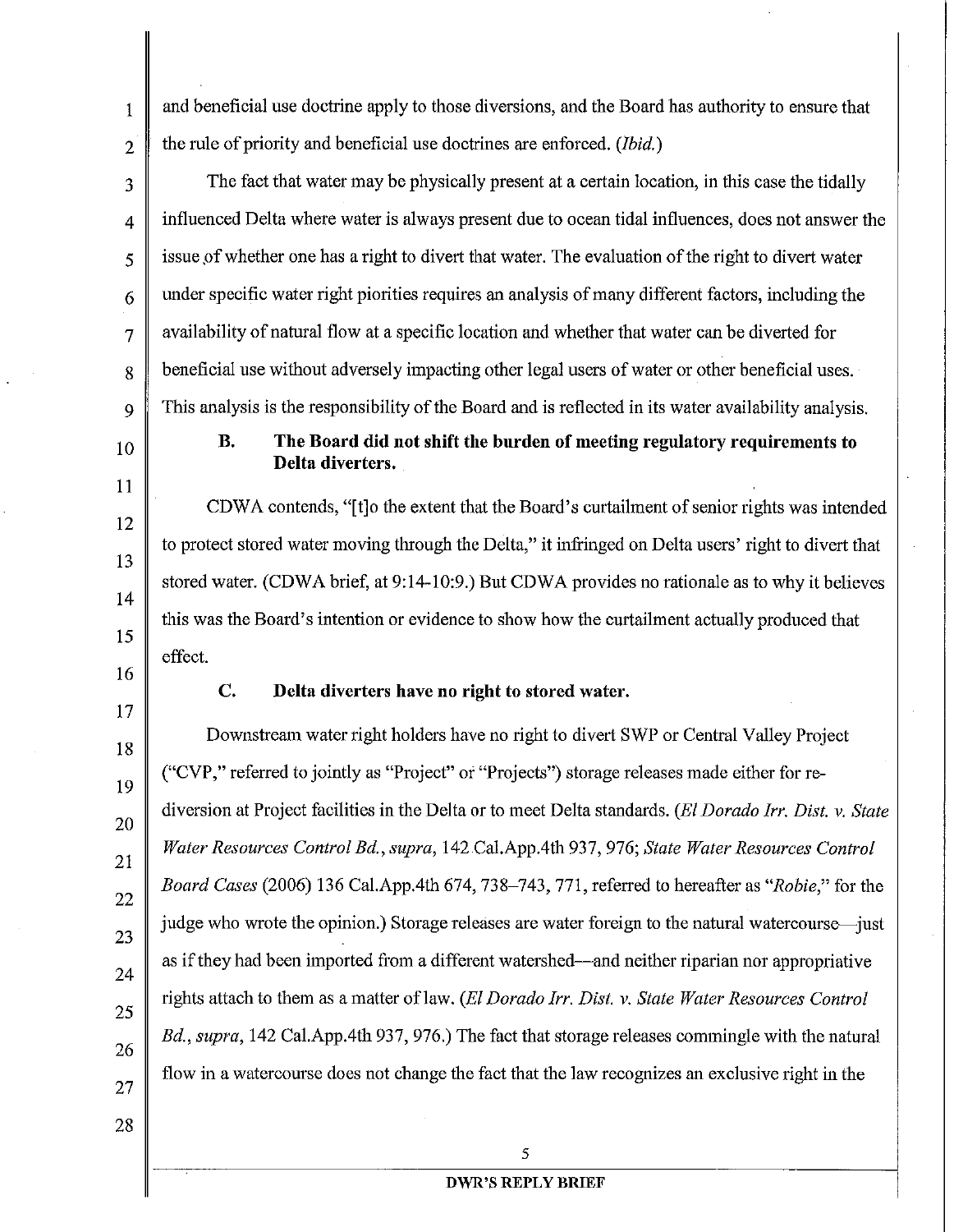and beneficial use doctrine apply to those diversions, and the Board has authority to ensure that the rule of priority and beneficial use doctrines are enforced. (*Ibid.*)

The fact that water may be physically present at a certain location, in this case the tidally influenced Delta where water is always present due to ocean tidal influences, does not answer the issue of whether one has a right to divert that water. The evaluation of the right to divert water under specific water right piorities requires an analysis of many different factors, including the availability of natural flow at a specific location and whether that water can be diverted for beneficial use without adversely impacting other legal users of water or other beneficial uses. This analysis is the responsibility of the Board and is reflected in its water availability analysis.

### B. The Board did not shift the burden of meeting regulatory requirements to Delta diverters.

CDWA contends, "[t]o the extent that the Board's curtailment of senior rights was intended to protect stored water moving through the Delta," it infringed on Delta users' right to divert that stored water. (CDWA brief, at 9:14-10:9.) But CDWA provides no rationale as to why it believes this was the Board's intention or evidence to show how the curtailment actually produced that effect.

### C. Delta diverters have no right to stored water.

Downstream water right holders have no right to divert SWP or Central Valley Project ("CVP," referred to jointly as "Project" or "Projects") storage releases made either for re-diversion at Project facilities in the Delta or to meet Delta standards. (*El Dorado Irr. Dist. v. State Water Resources Control Bd.*, *supra*, 142 Cal.App.4th 937, 976; *State Water Resources Control Board Cases* (2006) 136 Cal.App.4th 674, 738–743, 771, referred to hereafter as "*Robie*," for the judge who wrote the opinion.) Storage releases are water foreign to the natural watercourse—just as if they had been imported from a different watershed—and neither riparian nor appropriative rights attach to them as a matter of law. (*El Dorado Irr. Dist. v. State Water Resources Control Bd.*, *supra*, 142 Cal.App.4th 937, 976.) The fact that storage releases commingle with the natural flow in a watercourse does not change the fact that the law recognizes an exclusive right in the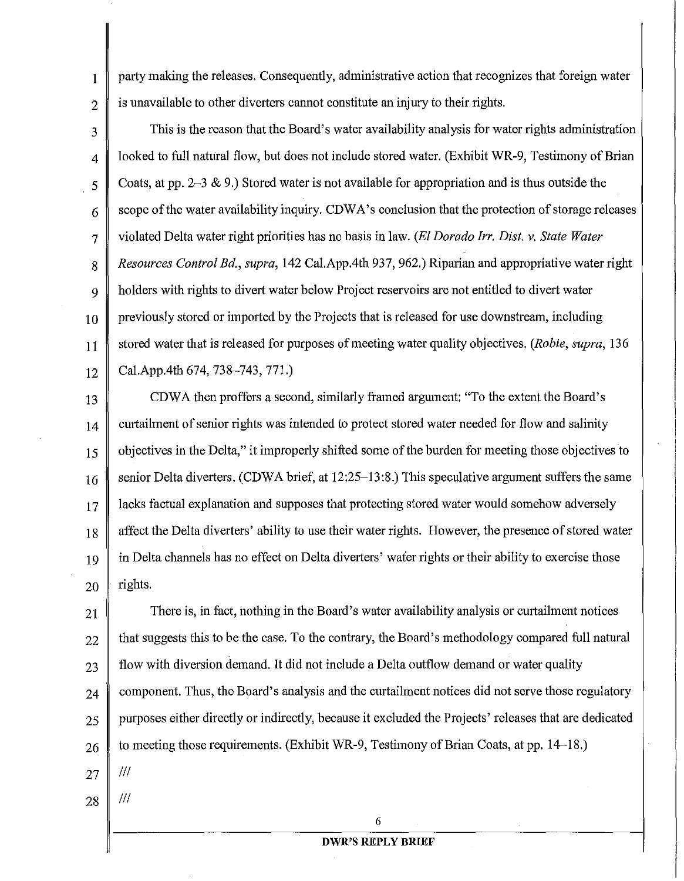party making the releases. Consequently, administrative action that recognizes that foreign water is unavailable to other diverters cannot constitute an injury to their rights.

This is the reason that the Board's water availability analysis for water rights administration looked to full natural flow, but does not include stored water. (Exhibit WR-9, Testimony of Brian Coats, at pp. 2–3 & 9.) Stored water is not available for appropriation and is thus outside the scope of the water availability inquiry. CDWA's conclusion that the protection of storage releases violated Delta water right priorities has no basis in law. (*El Dorado Irr. Dist. v. State Water Resources Control Bd.*, *supra*, 142 Cal.App.4th 937, 962.) Riparian and appropriative water right holders with rights to divert water below Project reservoirs are not entitled to divert water previously stored or imported by the Projects that is released for use downstream, including stored water that is released for purposes of meeting water quality objectives. (*Robie*, *supra*, 136 Cal.App.4th 674, 738–743, 771.)

CDWA then proffers a second, similarly framed argument: "To the extent the Board's curtailment of senior rights was intended to protect stored water needed for flow and salinity objectives in the Delta," it improperly shifted some of the burden for meeting those objectives to senior Delta diverters. (CDWA brief, at 12:25–13:8.) This speculative argument suffers the same lacks factual explanation and supposes that protecting stored water would somehow adversely affect the Delta diverters' ability to use their water rights. However, the presence of stored water in Delta channels has no effect on Delta diverters' water rights or their ability to exercise those rights.

There is, in fact, nothing in the Board's water availability analysis or curtailment notices that suggests this to be the case. To the contrary, the Board's methodology compared full natural flow with diversion demand. It did not include a Delta outflow demand or water quality component. Thus, the Board's analysis and the curtailment notices did not serve those regulatory purposes either directly or indirectly, because it excluded the Projects' releases that are dedicated to meeting those requirements. (Exhibit WR-9, Testimony of Brian Coats, at pp. 14–18.)

///

///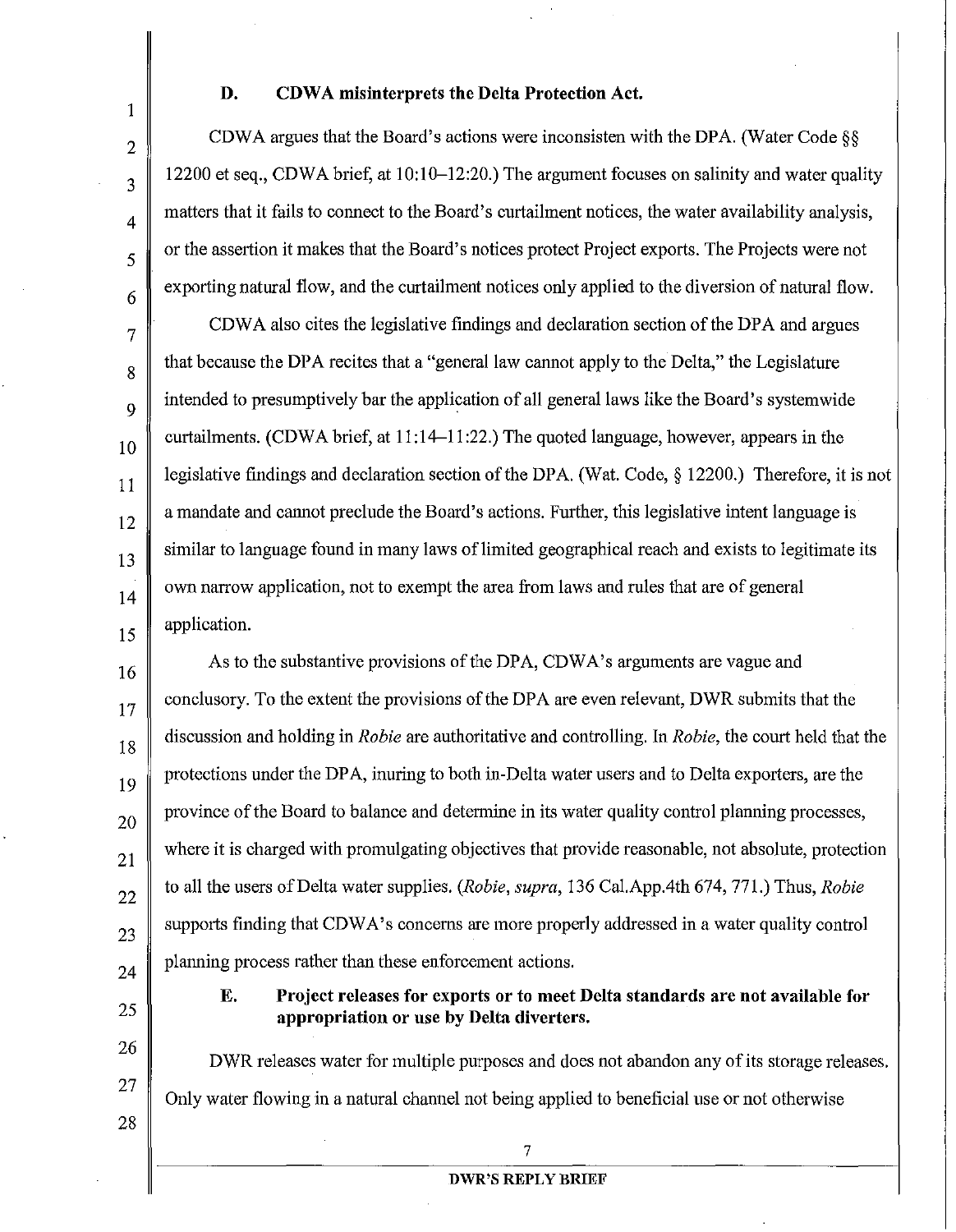### D. CDWA misinterprets the Delta Protection Act.

CDWA argues that the Board's actions were inconsisten with the DPA. (Water Code §§ 12200 et seq., CDWA brief, at 10:10–12:20.) The argument focuses on salinity and water quality matters that it fails to connect to the Board's curtailment notices, the water availability analysis, or the assertion it makes that the Board's notices protect Project exports. The Projects were not exporting natural flow, and the curtailment notices only applied to the diversion of natural flow.

CDWA also cites the legislative findings and declaration section of the DPA and argues that because the DPA recites that a "general law cannot apply to the Delta," the Legislature intended to presumptively bar the application of all general laws like the Board's systemwide curtailments. (CDWA brief, at 11:14–11:22.) The quoted language, however, appears in the legislative findings and declaration section of the DPA. (Wat. Code, § 12200.) Therefore, it is not a mandate and cannot preclude the Board's actions. Further, this legislative intent language is similar to language found in many laws of limited geographical reach and exists to legitimate its own narrow application, not to exempt the area from laws and rules that are of general application.

As to the substantive provisions of the DPA, CDWA's arguments are vague and conclusory. To the extent the provisions of the DPA are even relevant, DWR submits that the discussion and holding in *Robie* are authoritative and controlling. In *Robie*, the court held that the protections under the DPA, inuring to both in-Delta water users and to Delta exporters, are the province of the Board to balance and determine in its water quality control planning processes, where it is charged with promulgating objectives that provide reasonable, not absolute, protection to all the users of Delta water supplies. (*Robie*, *supra*, 136 Cal.App.4th 674, 771.) Thus, *Robie* supports finding that CDWA's concerns are more properly addressed in a water quality control planning process rather than these enforcement actions.

### E. Project releases for exports or to meet Delta standards are not available for appropriation or use by Delta diverters.

DWR releases water for multiple purposes and does not abandon any of its storage releases. Only water flowing in a natural channel not being applied to beneficial use or not otherwise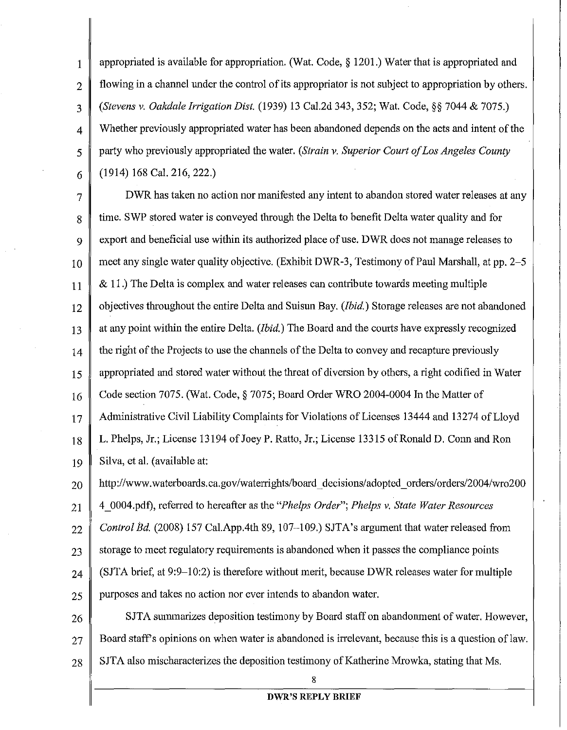appropriated is available for appropriation. (Wat. Code, § 1201.) Water that is appropriated and flowing in a channel under the control of its appropriator is not subject to appropriation by others. (*Stevens v. Oakdale Irrigation Dist.* (1939) 13 Cal.2d 343, 352; Wat. Code, §§ 7044 & 7075.) Whether previously appropriated water has been abandoned depends on the acts and intent of the party who previously appropriated the water. (*Strain v. Superior Court of Los Angeles County* (1914) 168 Cal. 216, 222.)

DWR has taken no action nor manifested any intent to abandon stored water releases at any time. SWP stored water is conveyed through the Delta to benefit Delta water quality and for export and beneficial use within its authorized place of use. DWR does not manage releases to meet any single water quality objective. (Exhibit DWR-3, Testimony of Paul Marshall, at pp. 2–5 & 11.) The Delta is complex and water releases can contribute towards meeting multiple objectives throughout the entire Delta and Suisun Bay. (*Ibid.*) Storage releases are not abandoned at any point within the entire Delta. (*Ibid.*) The Board and the courts have expressly recognized the right of the Projects to use the channels of the Delta to convey and recapture previously appropriated and stored water without the threat of diversion by others, a right codified in Water Code section 7075. (Wat. Code, § 7075; Board Order WRO 2004-0004 In the Matter of Administrative Civil Liability Complaints for Violations of Licenses 13444 and 13274 of Lloyd L. Phelps, Jr.; License 13194 of Joey P. Ratto, Jr.; License 13315 of Ronald D. Conn and Ron Silva, et al. (available at: http://www.waterboards.ca.gov/waterrights/board_decisions/adopted_orders/orders/2004/wro2004_0004.pdf), referred to hereafter as the "*Phelps Order*"; *Phelps v. State Water Resources Control Bd.* (2008) 157 Cal.App.4th 89, 107–109.) SJTA's argument that water released from storage to meet regulatory requirements is abandoned when it passes the compliance points (SJTA brief, at 9:9–10:2) is therefore without merit, because DWR releases water for multiple purposes and takes no action nor ever intends to abandon water.

SJTA summarizes deposition testimony by Board staff on abandonment of water. However, Board staff's opinions on when water is abandoned is irrelevant, because this is a question of law. SJTA also mischaracterizes the deposition testimony of Katherine Mrowka, stating that Ms.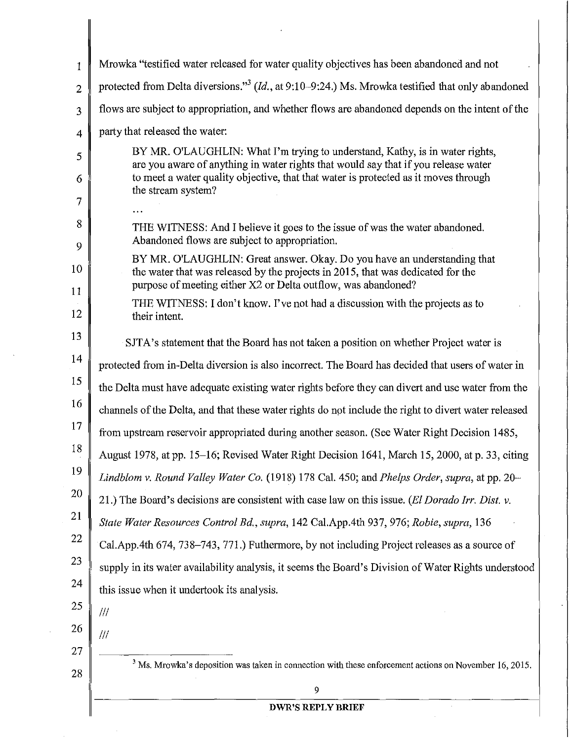Mrowka "testified water released for water quality objectives has been abandoned and not protected from Delta diversions."[3] (*Id.*, at 9:10–9:24.) Ms. Mrowka testified that only abandoned flows are subject to appropriation, and whether flows are abandoned depends on the intent of the party that released the water:

> BY MR. O'LAUGHLIN: What I'm trying to understand, Kathy, is in water rights, are you aware of anything in water rights that would say that if you release water to meet a water quality objective, that that water is protected as it moves through the stream system?
>
> . . .
>
> THE WITNESS: And I believe it goes to the issue of was the water abandoned. Abandoned flows are subject to appropriation.
>
> BY MR. O'LAUGHLIN: Great answer. Okay. Do you have an understanding that the water that was released by the projects in 2015, that was dedicated for the purpose of meeting either X2 or Delta outflow, was abandoned?
>
> THE WITNESS: I don't know. I've not had a discussion with the projects as to their intent.

SJTA's statement that the Board has not taken a position on whether Project water is protected from in-Delta diversion is also incorrect. The Board has decided that users of water in the Delta must have adequate existing water rights before they can divert and use water from the channels of the Delta, and that these water rights do not include the right to divert water released from upstream reservoir appropriated during another season. (See Water Right Decision 1485, August 1978, at pp. 15–16; Revised Water Right Decision 1641, March 15, 2000, at p. 33, citing *Lindblom v. Round Valley Water Co.* (1918) 178 Cal. 450; and *Phelps Order*, *supra*, at pp. 20–21.) The Board's decisions are consistent with case law on this issue. (*El Dorado Irr. Dist. v. State Water Resources Control Bd.*, *supra*, 142 Cal.App.4th 937, 976; *Robie*, *supra*, 136 Cal.App.4th 674, 738–743, 771.) Futhermore, by not including Project releases as a source of supply in its water availability analysis, it seems the Board's Division of Water Rights understood this issue when it undertook its analysis.

///

///

[3] Ms. Mrowka's deposition was taken in connection with these enforcement actions on November 16, 2015.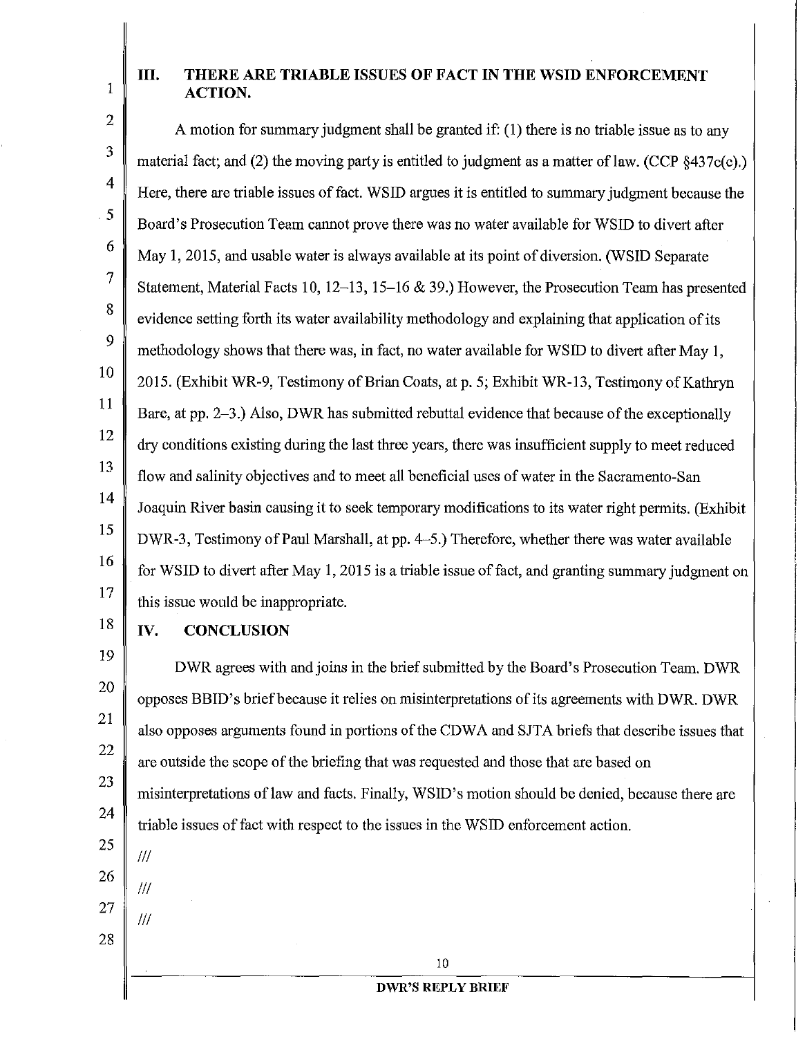## III. THERE ARE TRIABLE ISSUES OF FACT IN THE WSID ENFORCEMENT ACTION.

A motion for summary judgment shall be granted if: (1) there is no triable issue as to any material fact; and (2) the moving party is entitled to judgment as a matter of law. (CCP §437c(c).) Here, there are triable issues of fact. WSID argues it is entitled to summary judgment because the Board's Prosecution Team cannot prove there was no water available for WSID to divert after May 1, 2015, and usable water is always available at its point of diversion. (WSID Separate Statement, Material Facts 10, 12–13, 15–16 & 39.) However, the Prosecution Team has presented evidence setting forth its water availability methodology and explaining that application of its methodology shows that there was, in fact, no water available for WSID to divert after May 1, 2015. (Exhibit WR-9, Testimony of Brian Coats, at p. 5; Exhibit WR-13, Testimony of Kathryn Bare, at pp. 2–3.) Also, DWR has submitted rebuttal evidence that because of the exceptionally dry conditions existing during the last three years, there was insufficient supply to meet reduced flow and salinity objectives and to meet all beneficial uses of water in the Sacramento-San Joaquin River basin causing it to seek temporary modifications to its water right permits. (Exhibit DWR-3, Testimony of Paul Marshall, at pp. 4–5.) Therefore, whether there was water available for WSID to divert after May 1, 2015 is a triable issue of fact, and granting summary judgment on this issue would be inappropriate.

## IV. CONCLUSION

DWR agrees with and joins in the brief submitted by the Board's Prosecution Team. DWR opposes BBID's brief because it relies on misinterpretations of its agreements with DWR. DWR also opposes arguments found in portions of the CDWA and SJTA briefs that describe issues that are outside the scope of the briefing that was requested and those that are based on misinterpretations of law and facts. Finally, WSID's motion should be denied, because there are triable issues of fact with respect to the issues in the WSID enforcement action.

///

///

///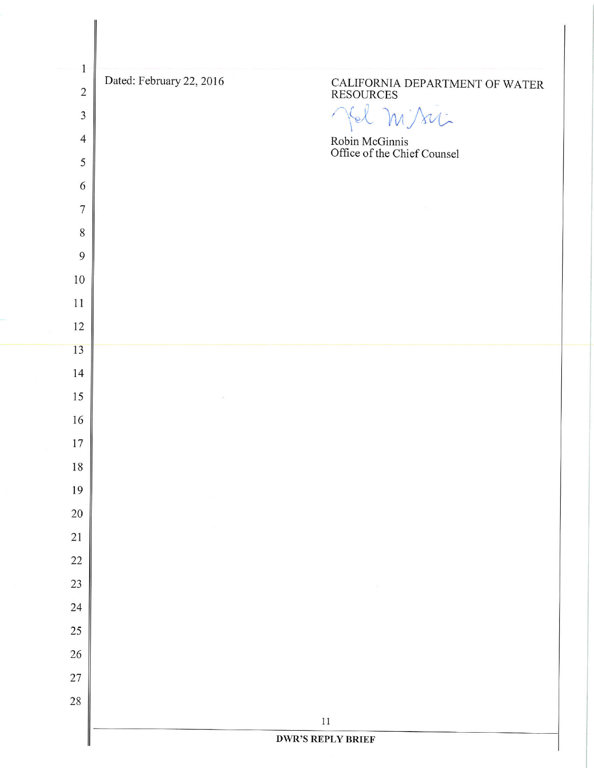Dated: February 22, 2016

CALIFORNIA DEPARTMENT OF WATER RESOURCES

Robin McGinnis
Office of the Chief Counsel